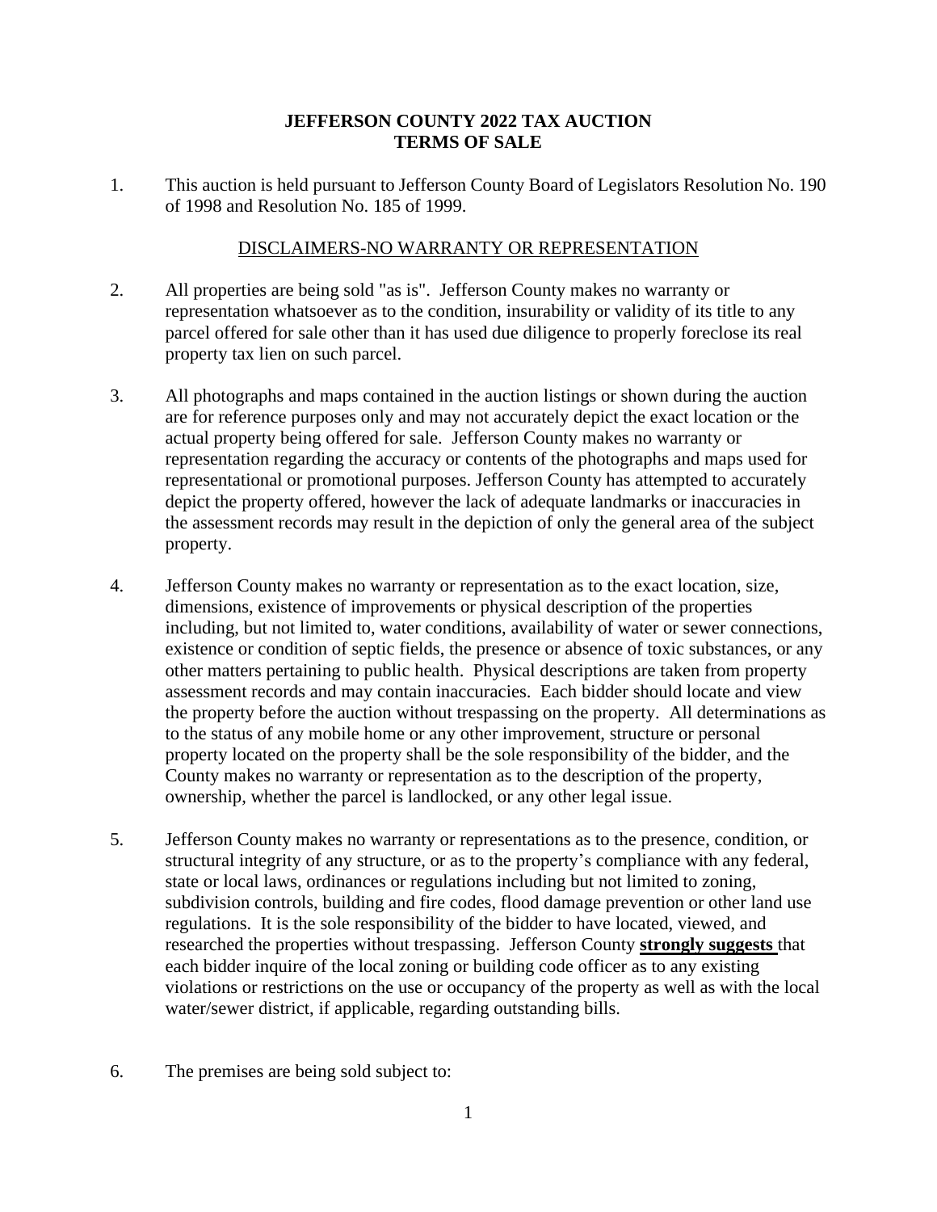# JEFFERSON COUNTY 2022 TAX AUCTION
# TERMS OF SALE

1. This auction is held pursuant to Jefferson County Board of Legislators Resolution No. 190 of 1998 and Resolution No. 185 of 1999.

## DISCLAIMERS-NO WARRANTY OR REPRESENTATION

2. All properties are being sold "as is". Jefferson County makes no warranty or representation whatsoever as to the condition, insurability or validity of its title to any parcel offered for sale other than it has used due diligence to properly foreclose its real property tax lien on such parcel.

3. All photographs and maps contained in the auction listings or shown during the auction are for reference purposes only and may not accurately depict the exact location or the actual property being offered for sale. Jefferson County makes no warranty or representation regarding the accuracy or contents of the photographs and maps used for representational or promotional purposes. Jefferson County has attempted to accurately depict the property offered, however the lack of adequate landmarks or inaccuracies in the assessment records may result in the depiction of only the general area of the subject property.

4. Jefferson County makes no warranty or representation as to the exact location, size, dimensions, existence of improvements or physical description of the properties including, but not limited to, water conditions, availability of water or sewer connections, existence or condition of septic fields, the presence or absence of toxic substances, or any other matters pertaining to public health. Physical descriptions are taken from property assessment records and may contain inaccuracies. Each bidder should locate and view the property before the auction without trespassing on the property. All determinations as to the status of any mobile home or any other improvement, structure or personal property located on the property shall be the sole responsibility of the bidder, and the County makes no warranty or representation as to the description of the property, ownership, whether the parcel is landlocked, or any other legal issue.

5. Jefferson County makes no warranty or representations as to the presence, condition, or structural integrity of any structure, or as to the property's compliance with any federal, state or local laws, ordinances or regulations including but not limited to zoning, subdivision controls, building and fire codes, flood damage prevention or other land use regulations. It is the sole responsibility of the bidder to have located, viewed, and researched the properties without trespassing. Jefferson County **strongly suggests** that each bidder inquire of the local zoning or building code officer as to any existing violations or restrictions on the use or occupancy of the property as well as with the local water/sewer district, if applicable, regarding outstanding bills.

6. The premises are being sold subject to: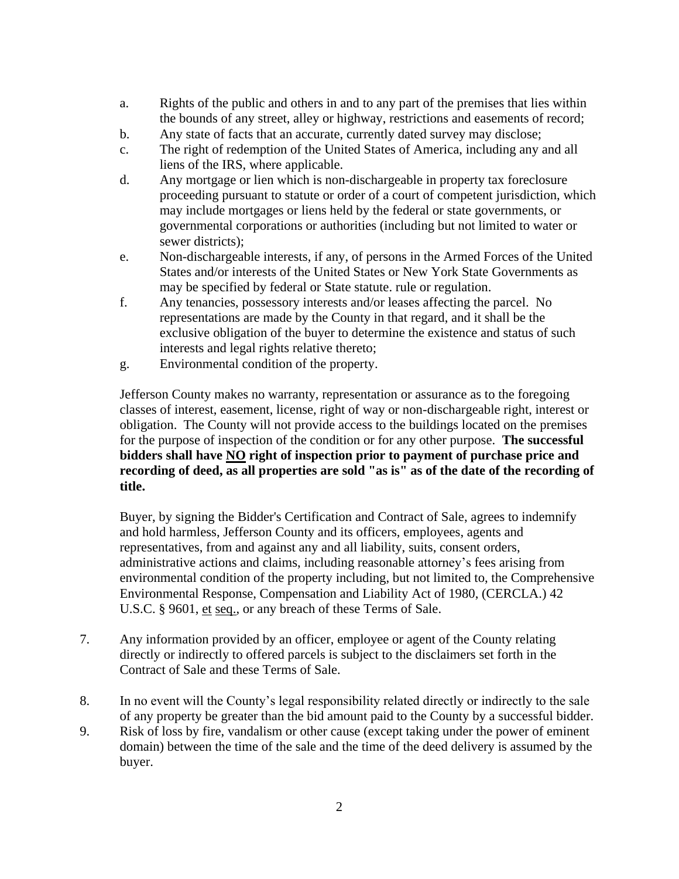a. Rights of the public and others in and to any part of the premises that lies within the bounds of any street, alley or highway, restrictions and easements of record;
b. Any state of facts that an accurate, currently dated survey may disclose;
c. The right of redemption of the United States of America, including any and all liens of the IRS, where applicable.
d. Any mortgage or lien which is non-dischargeable in property tax foreclosure proceeding pursuant to statute or order of a court of competent jurisdiction, which may include mortgages or liens held by the federal or state governments, or governmental corporations or authorities (including but not limited to water or sewer districts);
e. Non-dischargeable interests, if any, of persons in the Armed Forces of the United States and/or interests of the United States or New York State Governments as may be specified by federal or State statute. rule or regulation.
f. Any tenancies, possessory interests and/or leases affecting the parcel. No representations are made by the County in that regard, and it shall be the exclusive obligation of the buyer to determine the existence and status of such interests and legal rights relative thereto;
g. Environmental condition of the property.

Jefferson County makes no warranty, representation or assurance as to the foregoing classes of interest, easement, license, right of way or non-dischargeable right, interest or obligation. The County will not provide access to the buildings located on the premises for the purpose of inspection of the condition or for any other purpose. **The successful bidders shall have <u>NO</u> right of inspection prior to payment of purchase price and recording of deed, as all properties are sold "as is" as of the date of the recording of title.**

Buyer, by signing the Bidder's Certification and Contract of Sale, agrees to indemnify and hold harmless, Jefferson County and its officers, employees, agents and representatives, from and against any and all liability, suits, consent orders, administrative actions and claims, including reasonable attorney's fees arising from environmental condition of the property including, but not limited to, the Comprehensive Environmental Response, Compensation and Liability Act of 1980, (CERCLA.) 42 U.S.C. § 9601, et seq., or any breach of these Terms of Sale.

7. Any information provided by an officer, employee or agent of the County relating directly or indirectly to offered parcels is subject to the disclaimers set forth in the Contract of Sale and these Terms of Sale.

8. In no event will the County's legal responsibility related directly or indirectly to the sale of any property be greater than the bid amount paid to the County by a successful bidder.

9. Risk of loss by fire, vandalism or other cause (except taking under the power of eminent domain) between the time of the sale and the time of the deed delivery is assumed by the buyer.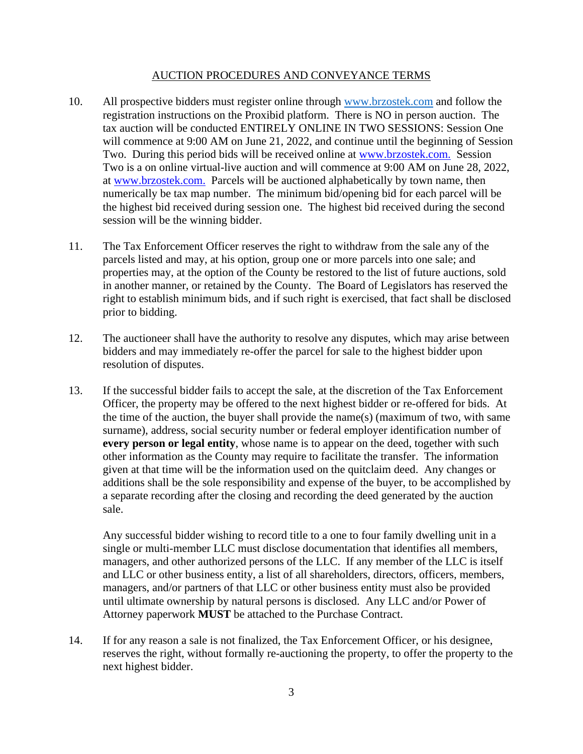<u>AUCTION PROCEDURES AND CONVEYANCE TERMS</u>

10. All prospective bidders must register online through [www.brzostek.com](http://www.brzostek.com) and follow the registration instructions on the Proxibid platform. There is NO in person auction. The tax auction will be conducted ENTIRELY ONLINE IN TWO SESSIONS: Session One will commence at 9:00 AM on June 21, 2022, and continue until the beginning of Session Two. During this period bids will be received online at [www.brzostek.com.](http://www.brzostek.com) Session Two is a on online virtual-live auction and will commence at 9:00 AM on June 28, 2022, at [www.brzostek.com.](http://www.brzostek.com) Parcels will be auctioned alphabetically by town name, then numerically be tax map number. The minimum bid/opening bid for each parcel will be the highest bid received during session one. The highest bid received during the second session will be the winning bidder.

11. The Tax Enforcement Officer reserves the right to withdraw from the sale any of the parcels listed and may, at his option, group one or more parcels into one sale; and properties may, at the option of the County be restored to the list of future auctions, sold in another manner, or retained by the County. The Board of Legislators has reserved the right to establish minimum bids, and if such right is exercised, that fact shall be disclosed prior to bidding.

12. The auctioneer shall have the authority to resolve any disputes, which may arise between bidders and may immediately re-offer the parcel for sale to the highest bidder upon resolution of disputes.

13. If the successful bidder fails to accept the sale, at the discretion of the Tax Enforcement Officer, the property may be offered to the next highest bidder or re-offered for bids. At the time of the auction, the buyer shall provide the name(s) (maximum of two, with same surname), address, social security number or federal employer identification number of **every person or legal entity**, whose name is to appear on the deed, together with such other information as the County may require to facilitate the transfer. The information given at that time will be the information used on the quitclaim deed. Any changes or additions shall be the sole responsibility and expense of the buyer, to be accomplished by a separate recording after the closing and recording the deed generated by the auction sale.

    Any successful bidder wishing to record title to a one to four family dwelling unit in a single or multi-member LLC must disclose documentation that identifies all members, managers, and other authorized persons of the LLC. If any member of the LLC is itself and LLC or other business entity, a list of all shareholders, directors, officers, members, managers, and/or partners of that LLC or other business entity must also be provided until ultimate ownership by natural persons is disclosed. Any LLC and/or Power of Attorney paperwork **MUST** be attached to the Purchase Contract.

14. If for any reason a sale is not finalized, the Tax Enforcement Officer, or his designee, reserves the right, without formally re-auctioning the property, to offer the property to the next highest bidder.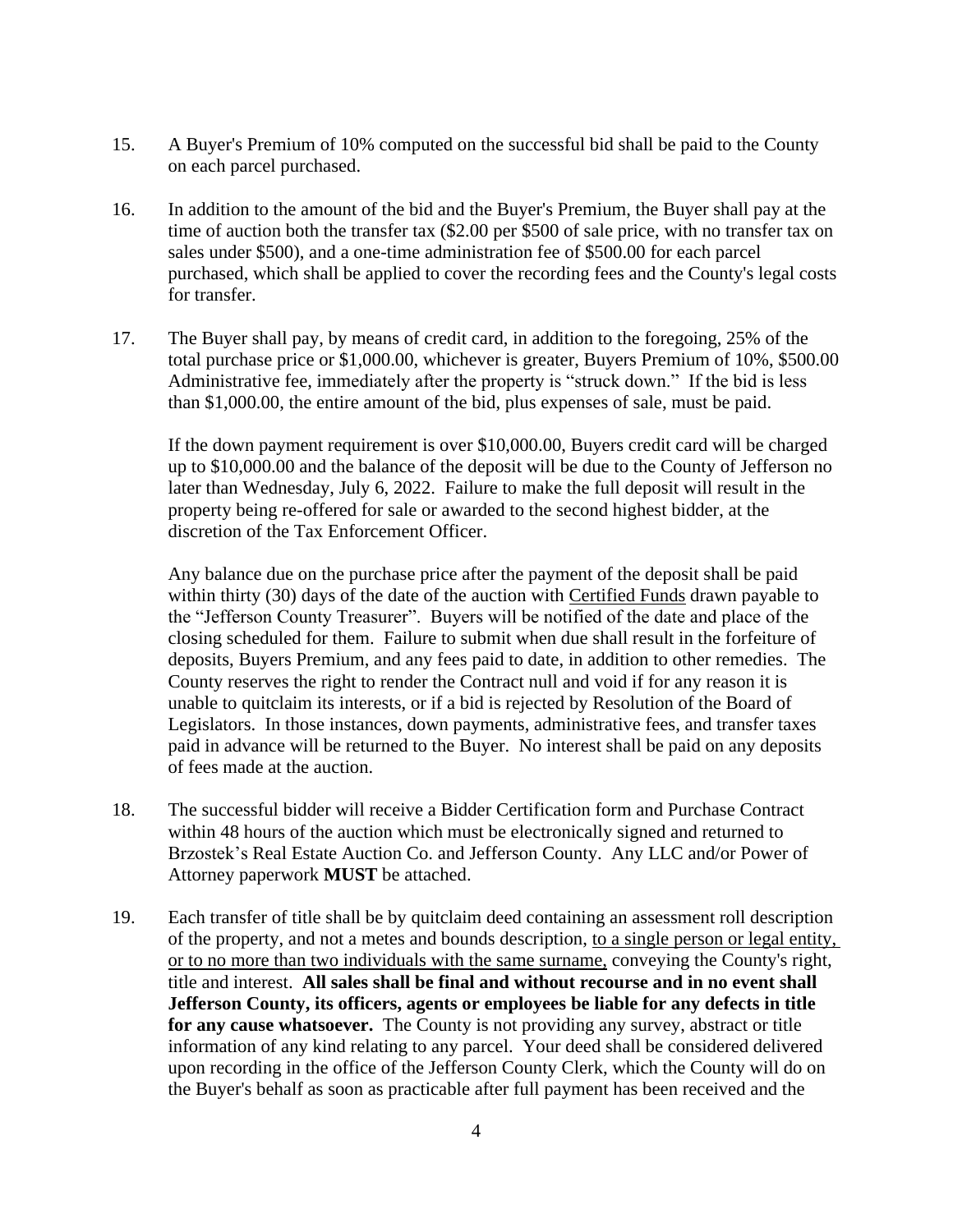15. A Buyer's Premium of 10% computed on the successful bid shall be paid to the County on each parcel purchased.

16. In addition to the amount of the bid and the Buyer's Premium, the Buyer shall pay at the time of auction both the transfer tax ($2.00 per $500 of sale price, with no transfer tax on sales under $500), and a one-time administration fee of $500.00 for each parcel purchased, which shall be applied to cover the recording fees and the County's legal costs for transfer.

17. The Buyer shall pay, by means of credit card, in addition to the foregoing, 25% of the total purchase price or $1,000.00, whichever is greater, Buyers Premium of 10%, $500.00 Administrative fee, immediately after the property is "struck down." If the bid is less than $1,000.00, the entire amount of the bid, plus expenses of sale, must be paid.

    If the down payment requirement is over $10,000.00, Buyers credit card will be charged up to $10,000.00 and the balance of the deposit will be due to the County of Jefferson no later than Wednesday, July 6, 2022. Failure to make the full deposit will result in the property being re-offered for sale or awarded to the second highest bidder, at the discretion of the Tax Enforcement Officer.

    Any balance due on the purchase price after the payment of the deposit shall be paid within thirty (30) days of the date of the auction with <u>Certified Funds</u> drawn payable to the "Jefferson County Treasurer". Buyers will be notified of the date and place of the closing scheduled for them. Failure to submit when due shall result in the forfeiture of deposits, Buyers Premium, and any fees paid to date, in addition to other remedies. The County reserves the right to render the Contract null and void if for any reason it is unable to quitclaim its interests, or if a bid is rejected by Resolution of the Board of Legislators. In those instances, down payments, administrative fees, and transfer taxes paid in advance will be returned to the Buyer. No interest shall be paid on any deposits of fees made at the auction.

18. The successful bidder will receive a Bidder Certification form and Purchase Contract within 48 hours of the auction which must be electronically signed and returned to Brzostek's Real Estate Auction Co. and Jefferson County. Any LLC and/or Power of Attorney paperwork **MUST** be attached.

19. Each transfer of title shall be by quitclaim deed containing an assessment roll description of the property, and not a metes and bounds description, <u>to a single person or legal entity, or to no more than two individuals with the same surname,</u> conveying the County's right, title and interest. **All sales shall be final and without recourse and in no event shall Jefferson County, its officers, agents or employees be liable for any defects in title for any cause whatsoever.** The County is not providing any survey, abstract or title information of any kind relating to any parcel. Your deed shall be considered delivered upon recording in the office of the Jefferson County Clerk, which the County will do on the Buyer's behalf as soon as practicable after full payment has been received and the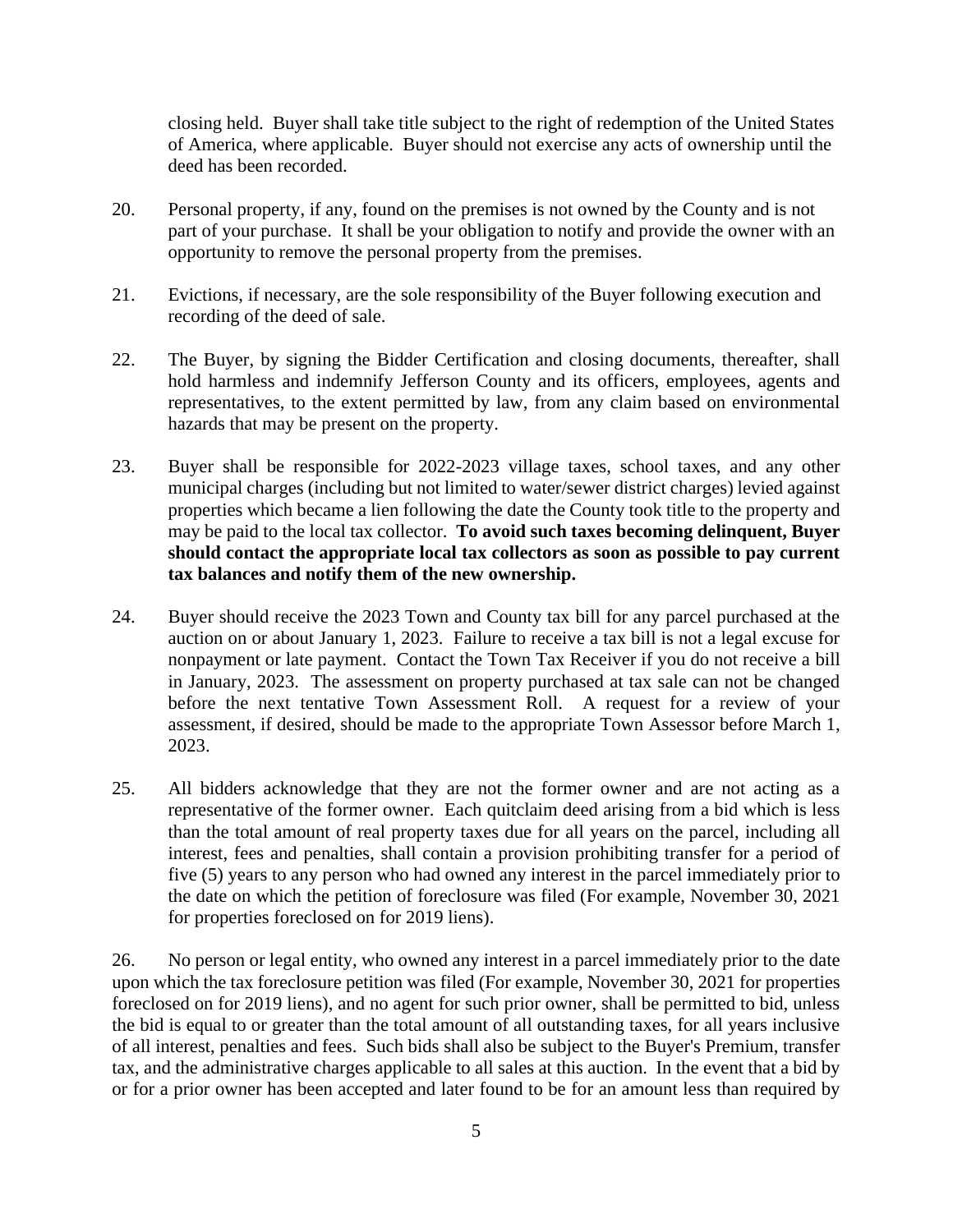closing held. Buyer shall take title subject to the right of redemption of the United States of America, where applicable. Buyer should not exercise any acts of ownership until the deed has been recorded.

20. Personal property, if any, found on the premises is not owned by the County and is not part of your purchase. It shall be your obligation to notify and provide the owner with an opportunity to remove the personal property from the premises.

21. Evictions, if necessary, are the sole responsibility of the Buyer following execution and recording of the deed of sale.

22. The Buyer, by signing the Bidder Certification and closing documents, thereafter, shall hold harmless and indemnify Jefferson County and its officers, employees, agents and representatives, to the extent permitted by law, from any claim based on environmental hazards that may be present on the property.

23. Buyer shall be responsible for 2022-2023 village taxes, school taxes, and any other municipal charges (including but not limited to water/sewer district charges) levied against properties which became a lien following the date the County took title to the property and may be paid to the local tax collector. **To avoid such taxes becoming delinquent, Buyer should contact the appropriate local tax collectors as soon as possible to pay current tax balances and notify them of the new ownership.**

24. Buyer should receive the 2023 Town and County tax bill for any parcel purchased at the auction on or about January 1, 2023. Failure to receive a tax bill is not a legal excuse for nonpayment or late payment. Contact the Town Tax Receiver if you do not receive a bill in January, 2023. The assessment on property purchased at tax sale can not be changed before the next tentative Town Assessment Roll. A request for a review of your assessment, if desired, should be made to the appropriate Town Assessor before March 1, 2023.

25. All bidders acknowledge that they are not the former owner and are not acting as a representative of the former owner. Each quitclaim deed arising from a bid which is less than the total amount of real property taxes due for all years on the parcel, including all interest, fees and penalties, shall contain a provision prohibiting transfer for a period of five (5) years to any person who had owned any interest in the parcel immediately prior to the date on which the petition of foreclosure was filed (For example, November 30, 2021 for properties foreclosed on for 2019 liens).

26. No person or legal entity, who owned any interest in a parcel immediately prior to the date upon which the tax foreclosure petition was filed (For example, November 30, 2021 for properties foreclosed on for 2019 liens), and no agent for such prior owner, shall be permitted to bid, unless the bid is equal to or greater than the total amount of all outstanding taxes, for all years inclusive of all interest, penalties and fees. Such bids shall also be subject to the Buyer's Premium, transfer tax, and the administrative charges applicable to all sales at this auction. In the event that a bid by or for a prior owner has been accepted and later found to be for an amount less than required by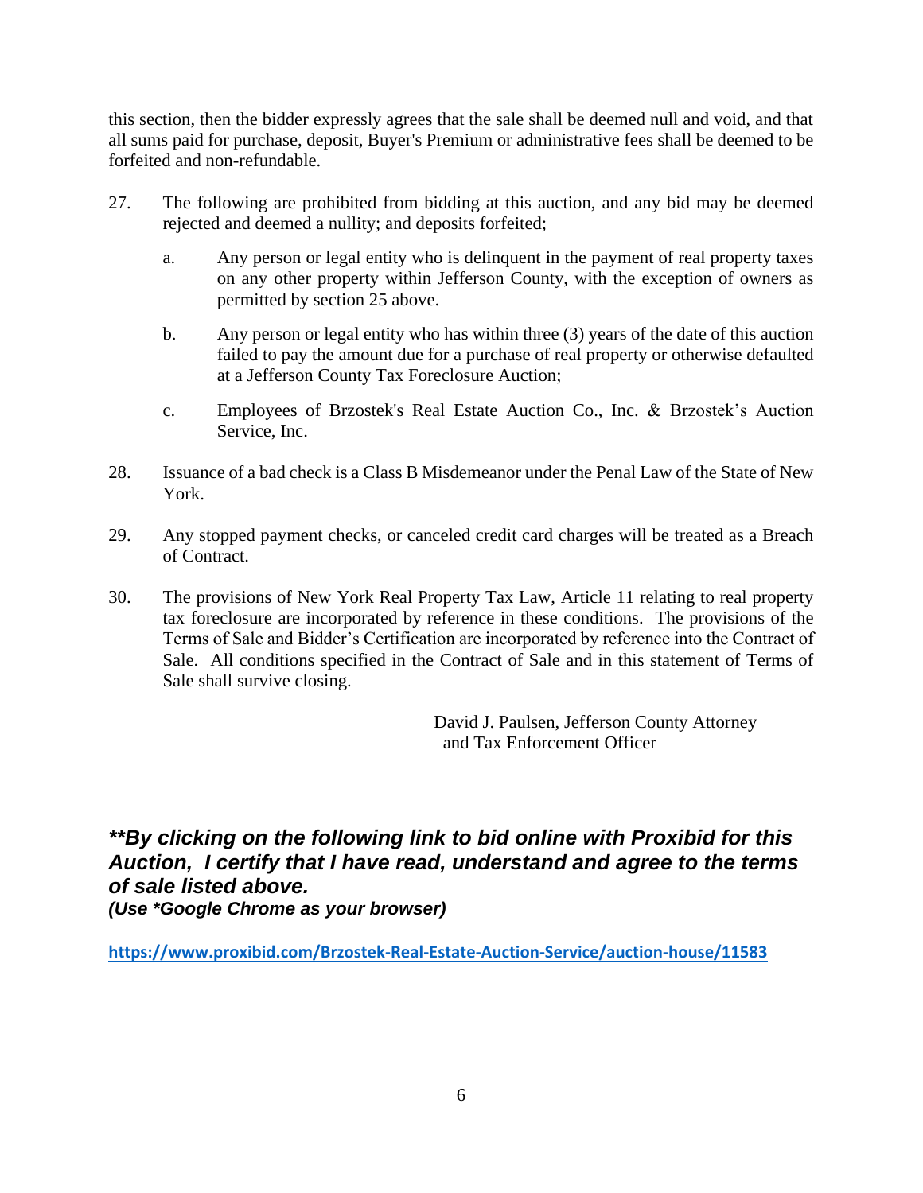this section, then the bidder expressly agrees that the sale shall be deemed null and void, and that all sums paid for purchase, deposit, Buyer's Premium or administrative fees shall be deemed to be forfeited and non-refundable.

27. The following are prohibited from bidding at this auction, and any bid may be deemed rejected and deemed a nullity; and deposits forfeited;

    a. Any person or legal entity who is delinquent in the payment of real property taxes on any other property within Jefferson County, with the exception of owners as permitted by section 25 above.

    b. Any person or legal entity who has within three (3) years of the date of this auction failed to pay the amount due for a purchase of real property or otherwise defaulted at a Jefferson County Tax Foreclosure Auction;

    c. Employees of Brzostek's Real Estate Auction Co., Inc. & Brzostek's Auction Service, Inc.

28. Issuance of a bad check is a Class B Misdemeanor under the Penal Law of the State of New York.

29. Any stopped payment checks, or canceled credit card charges will be treated as a Breach of Contract.

30. The provisions of New York Real Property Tax Law, Article 11 relating to real property tax foreclosure are incorporated by reference in these conditions. The provisions of the Terms of Sale and Bidder's Certification are incorporated by reference into the Contract of Sale. All conditions specified in the Contract of Sale and in this statement of Terms of Sale shall survive closing.

David J. Paulsen, Jefferson County Attorney
and Tax Enforcement Officer

***\*\*By clicking on the following link to bid online with Proxibid for this Auction, I certify that I have read, understand and agree to the terms of sale listed above.***

***(Use \*Google Chrome as your browser)***

**https://www.proxibid.com/Brzostek-Real-Estate-Auction-Service/auction-house/11583**